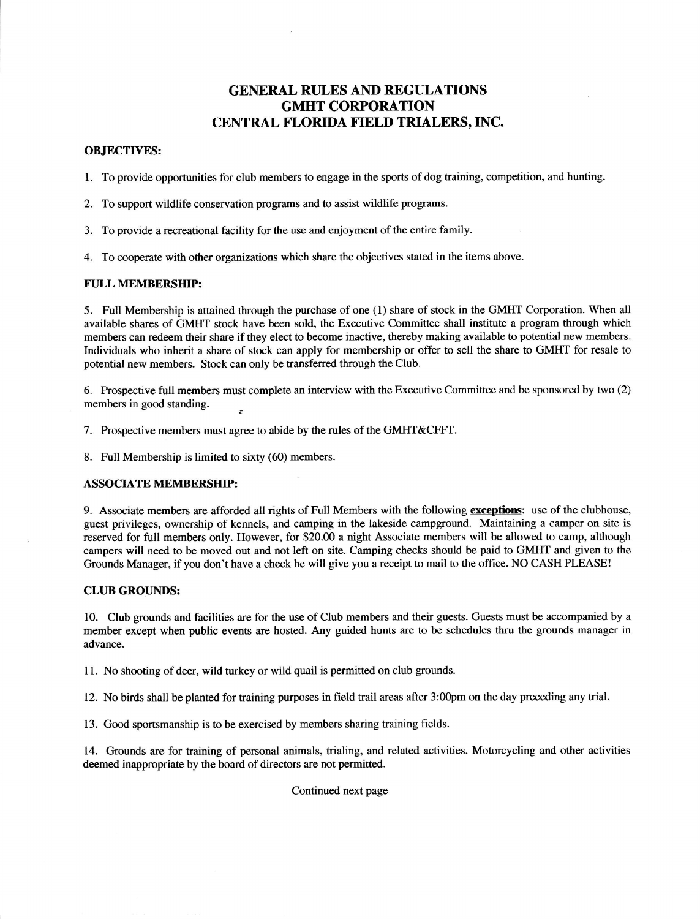# GENERAL RULES AND REGULATIONS
# GMHT CORPORATION
# CENTRAL FLORIDA FIELD TRIALERS, INC.

## OBJECTIVES:

1. To provide opportunities for club members to engage in the sports of dog training, competition, and hunting.

2. To support wildlife conservation programs and to assist wildlife programs.

3. To provide a recreational facility for the use and enjoyment of the entire family.

4. To cooperate with other organizations which share the objectives stated in the items above.

## FULL MEMBERSHIP:

5. Full Membership is attained through the purchase of one (1) share of stock in the GMHT Corporation. When all available shares of GMHT stock have been sold, the Executive Committee shall institute a program through which members can redeem their share if they elect to become inactive, thereby making available to potential new members. Individuals who inherit a share of stock can apply for membership or offer to sell the share to GMHT for resale to potential new members. Stock can only be transferred through the Club.

6. Prospective full members must complete an interview with the Executive Committee and be sponsored by two (2) members in good standing.

7. Prospective members must agree to abide by the rules of the GMHT&CFFT.

8. Full Membership is limited to sixty (60) members.

## ASSOCIATE MEMBERSHIP:

9. Associate members are afforded all rights of Full Members with the following **exceptions**: use of the clubhouse, guest privileges, ownership of kennels, and camping in the lakeside campground. Maintaining a camper on site is reserved for full members only. However, for $20.00 a night Associate members will be allowed to camp, although campers will need to be moved out and not left on site. Camping checks should be paid to GMHT and given to the Grounds Manager, if you don't have a check he will give you a receipt to mail to the office. NO CASH PLEASE!

## CLUB GROUNDS:

10. Club grounds and facilities are for the use of Club members and their guests. Guests must be accompanied by a member except when public events are hosted. Any guided hunts are to be schedules thru the grounds manager in advance.

11. No shooting of deer, wild turkey or wild quail is permitted on club grounds.

12. No birds shall be planted for training purposes in field trail areas after 3:00pm on the day preceding any trial.

13. Good sportsmanship is to be exercised by members sharing training fields.

14. Grounds are for training of personal animals, trialing, and related activities. Motorcycling and other activities deemed inappropriate by the board of directors are not permitted.

Continued next page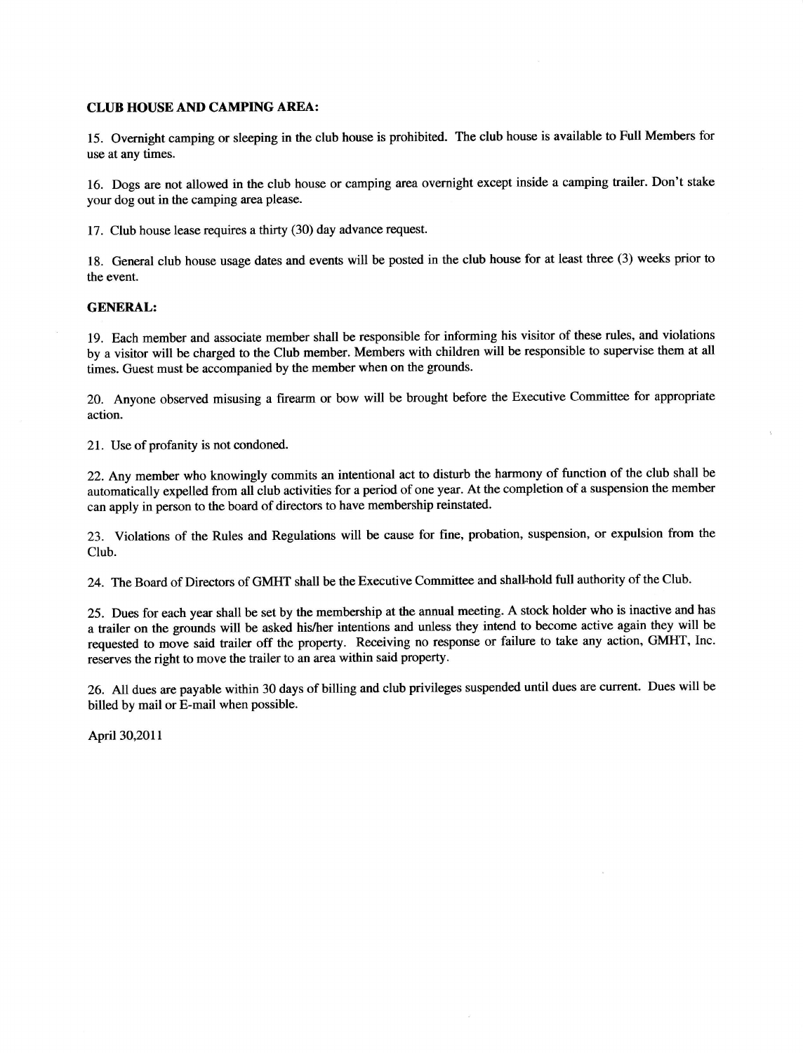**CLUB HOUSE AND CAMPING AREA:**

15. Overnight camping or sleeping in the club house is prohibited. The club house is available to Full Members for use at any times.

16. Dogs are not allowed in the club house or camping area overnight except inside a camping trailer. Don't stake your dog out in the camping area please.

17. Club house lease requires a thirty (30) day advance request.

18. General club house usage dates and events will be posted in the club house for at least three (3) weeks prior to the event.

**GENERAL:**

19. Each member and associate member shall be responsible for informing his visitor of these rules, and violations by a visitor will be charged to the Club member. Members with children will be responsible to supervise them at all times. Guest must be accompanied by the member when on the grounds.

20. Anyone observed misusing a firearm or bow will be brought before the Executive Committee for appropriate action.

21. Use of profanity is not condoned.

22. Any member who knowingly commits an intentional act to disturb the harmony of function of the club shall be automatically expelled from all club activities for a period of one year. At the completion of a suspension the member can apply in person to the board of directors to have membership reinstated.

23. Violations of the Rules and Regulations will be cause for fine, probation, suspension, or expulsion from the Club.

24. The Board of Directors of GMHT shall be the Executive Committee and shall hold full authority of the Club.

25. Dues for each year shall be set by the membership at the annual meeting. A stock holder who is inactive and has a trailer on the grounds will be asked his/her intentions and unless they intend to become active again they will be requested to move said trailer off the property. Receiving no response or failure to take any action, GMHT, Inc. reserves the right to move the trailer to an area within said property.

26. All dues are payable within 30 days of billing and club privileges suspended until dues are current. Dues will be billed by mail or E-mail when possible.

April 30,2011